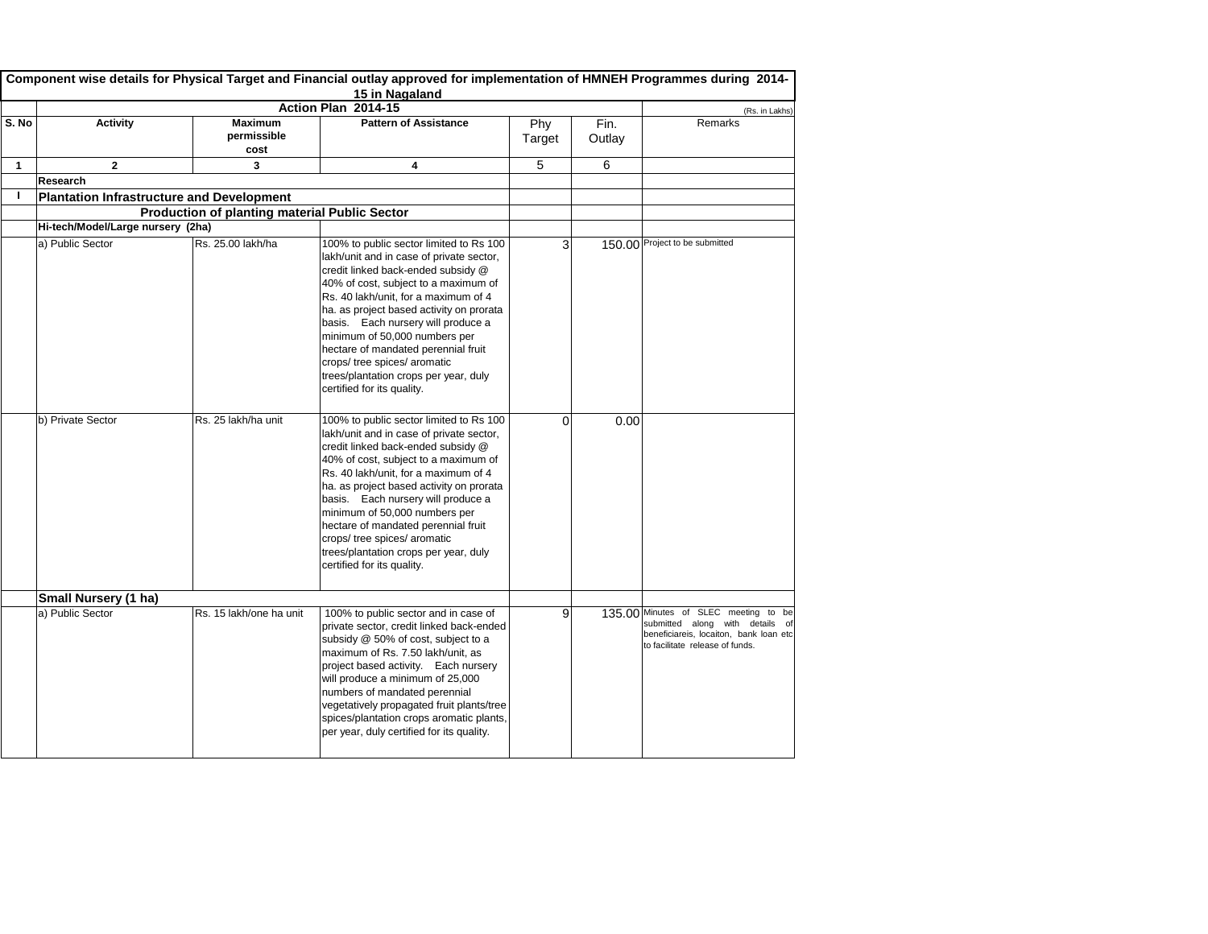## Component wise details for Physical Target and Financial outlay approved for implementation of HMNEH Programmes during 2014-15 in Nagaland

### Action Plan 2014-15

(Rs. in Lakhs)

| S. No | Activity | Maximum permissible cost | Pattern of Assistance | Phy Target | Fin. Outlay | Remarks |
|---|---|---|---|---|---|---|
| 1 | 2 | 3 | 4 | 5 | 6 | |
| | **Research** | | | | | |
| I | **Plantation Infrastructure and Development** | | | | | |
| | | **Production of planting material Public Sector** | | | | |
| | **Hi-tech/Model/Large nursery (2ha)** | | | | | |
| | a) Public Sector | Rs. 25.00 lakh/ha | 100% to public sector limited to Rs 100 lakh/unit and in case of private sector, credit linked back-ended subsidy @ 40% of cost, subject to a maximum of Rs. 40 lakh/unit, for a maximum of 4 ha. as project based activity on prorata basis. Each nursery will produce a minimum of 50,000 numbers per hectare of mandated perennial fruit crops/ tree spices/ aromatic trees/plantation crops per year, duly certified for its quality. | 3 | 150.00 | Project to be submitted |
| | b) Private Sector | Rs. 25 lakh/ha unit | 100% to public sector limited to Rs 100 lakh/unit and in case of private sector, credit linked back-ended subsidy @ 40% of cost, subject to a maximum of Rs. 40 lakh/unit, for a maximum of 4 ha. as project based activity on prorata basis. Each nursery will produce a minimum of 50,000 numbers per hectare of mandated perennial fruit crops/ tree spices/ aromatic trees/plantation crops per year, duly certified for its quality. | 0 | 0.00 | |
| | **Small Nursery (1 ha)** | | | | | |
| | a) Public Sector | Rs. 15 lakh/one ha unit | 100% to public sector and in case of private sector, credit linked back-ended subsidy @ 50% of cost, subject to a maximum of Rs. 7.50 lakh/unit, as project based activity. Each nursery will produce a minimum of 25,000 numbers of mandated perennial vegetatively propagated fruit plants/tree spices/plantation crops aromatic plants, per year, duly certified for its quality. | 9 | 135.00 | Minutes of SLEC meeting to be submitted along with details of beneficiareis, locaiton, bank loan etc to facilitate release of funds. |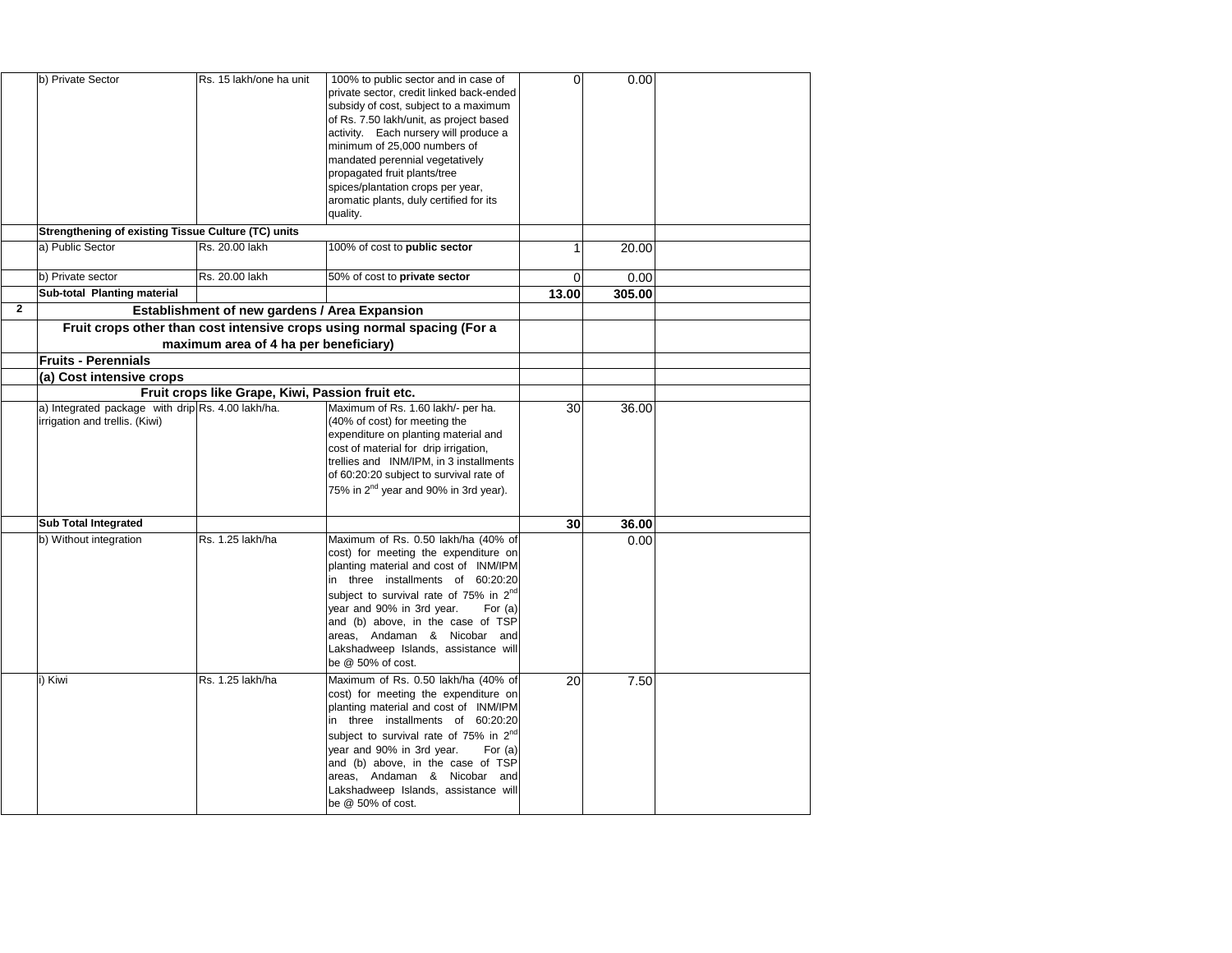| | | | | | | |
|---|---|---|---|---|---|---|
| | b) Private Sector | Rs. 15 lakh/one ha unit | 100% to public sector and in case of private sector, credit linked back-ended subsidy of cost, subject to a maximum of Rs. 7.50 lakh/unit, as project based activity. Each nursery will produce a minimum of 25,000 numbers of mandated perennial vegetatively propagated fruit plants/tree spices/plantation crops per year, aromatic plants, duly certified for its quality. | 0 | 0.00 | |
| | **Strengthening of existing Tissue Culture (TC) units** | | | | | |
| | a) Public Sector | Rs. 20.00 lakh | 100% of cost to **public sector** | 1 | 20.00 | |
| | b) Private sector | Rs. 20.00 lakh | 50% of cost to **private sector** | 0 | 0.00 | |
| | **Sub-total Planting material** | | | **13.00** | **305.00** | |
| **2** | **Establishment of new gardens / Area Expansion** | | | | | |
| | **Fruit crops other than cost intensive crops using normal spacing (For a maximum area of 4 ha per beneficiary)** | | | | | |
| | **Fruits - Perennials** | | | | | |
| | **(a) Cost intensive crops** | | | | | |
| | **Fruit crops like Grape, Kiwi, Passion fruit etc.** | | | | | |
| | a) Integrated package with drip irrigation and trellis. (Kiwi) | Rs. 4.00 lakh/ha. | Maximum of Rs. 1.60 lakh/- per ha. (40% of cost) for meeting the expenditure on planting material and cost of material for drip irrigation, trellies and INM/IPM, in 3 installments of 60:20:20 subject to survival rate of 75% in 2nd year and 90% in 3rd year). | 30 | 36.00 | |
| | **Sub Total Integrated** | | | **30** | **36.00** | |
| | b) Without integration | Rs. 1.25 lakh/ha | Maximum of Rs. 0.50 lakh/ha (40% of cost) for meeting the expenditure on planting material and cost of INM/IPM in three installments of 60:20:20 subject to survival rate of 75% in 2nd year and 90% in 3rd year. For (a) and (b) above, in the case of TSP areas, Andaman & Nicobar and Lakshadweep Islands, assistance will be @ 50% of cost. | | 0.00 | |
| | i) Kiwi | Rs. 1.25 lakh/ha | Maximum of Rs. 0.50 lakh/ha (40% of cost) for meeting the expenditure on planting material and cost of INM/IPM in three installments of 60:20:20 subject to survival rate of 75% in 2nd year and 90% in 3rd year. For (a) and (b) above, in the case of TSP areas, Andaman & Nicobar and Lakshadweep Islands, assistance will be @ 50% of cost. | 20 | 7.50 | |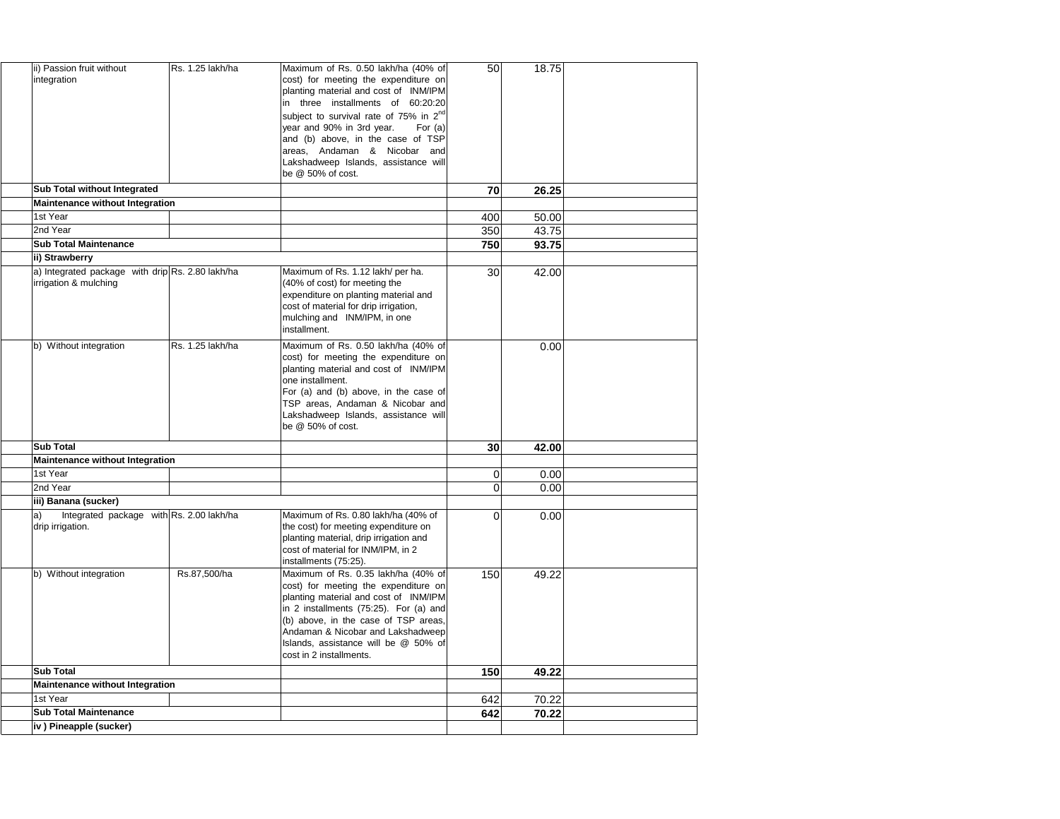| | | | | | | |
|---|---|---|---|---|---|---|
| | ii) Passion fruit without integration | Rs. 1.25 lakh/ha | Maximum of Rs. 0.50 lakh/ha (40% of cost) for meeting the expenditure on planting material and cost of INM/IPM in three installments of 60:20:20 subject to survival rate of 75% in 2nd year and 90% in 3rd year. For (a) and (b) above, in the case of TSP areas, Andaman & Nicobar and Lakshadweep Islands, assistance will be @ 50% of cost. | 50 | 18.75 | |
| | **Sub Total without Integrated** | | | **70** | **26.25** | |
| | **Maintenance without Integration** | | | | | |
| | 1st Year | | | 400 | 50.00 | |
| | 2nd Year | | | 350 | 43.75 | |
| | **Sub Total Maintenance** | | | **750** | **93.75** | |
| | **ii) Strawberry** | | | | | |
| | a) Integrated package with drip irrigation & mulching | Rs. 2.80 lakh/ha | Maximum of Rs. 1.12 lakh/ per ha. (40% of cost) for meeting the expenditure on planting material and cost of material for drip irrigation, mulching and INM/IPM, in one installment. | 30 | 42.00 | |
| | b) Without integration | Rs. 1.25 lakh/ha | Maximum of Rs. 0.50 lakh/ha (40% of cost) for meeting the expenditure on planting material and cost of INM/IPM one installment. For (a) and (b) above, in the case of TSP areas, Andaman & Nicobar and Lakshadweep Islands, assistance will be @ 50% of cost. | | 0.00 | |
| | **Sub Total** | | | **30** | **42.00** | |
| | **Maintenance without Integration** | | | | | |
| | 1st Year | | | 0 | 0.00 | |
| | 2nd Year | | | 0 | 0.00 | |
| | **iii) Banana (sucker)** | | | | | |
| | a) Integrated package with drip irrigation. | Rs. 2.00 lakh/ha | Maximum of Rs. 0.80 lakh/ha (40% of the cost) for meeting expenditure on planting material, drip irrigation and cost of material for INM/IPM, in 2 installments (75:25). | 0 | 0.00 | |
| | b) Without integration | Rs.87,500/ha | Maximum of Rs. 0.35 lakh/ha (40% of cost) for meeting the expenditure on planting material and cost of INM/IPM in 2 installments (75:25). For (a) and (b) above, in the case of TSP areas, Andaman & Nicobar and Lakshadweep Islands, assistance will be @ 50% of cost in 2 installments. | 150 | 49.22 | |
| | **Sub Total** | | | **150** | **49.22** | |
| | **Maintenance without Integration** | | | | | |
| | 1st Year | | | 642 | 70.22 | |
| | **Sub Total Maintenance** | | | **642** | **70.22** | |
| | **iv ) Pineapple (sucker)** | | | | | |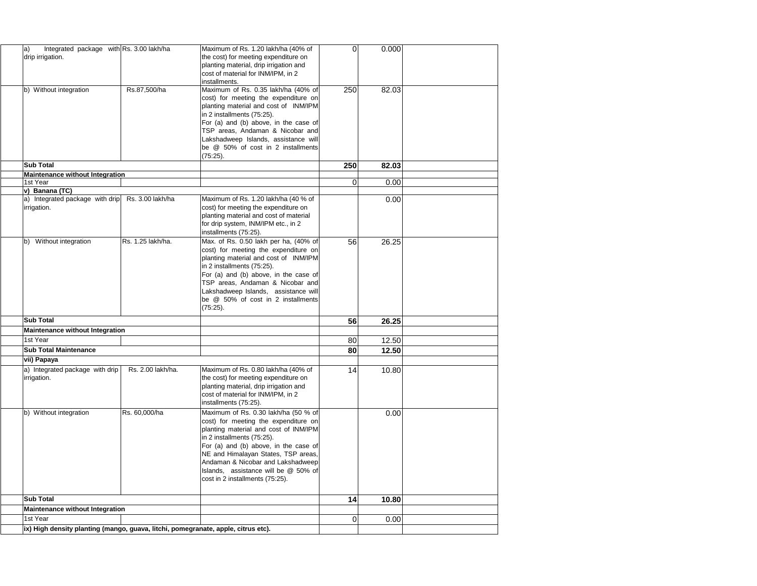| | | | | | | |
|---|---|---|---|---|---|---|
| | a) Integrated package with drip irrigation. | Rs. 3.00 lakh/ha | Maximum of Rs. 1.20 lakh/ha (40% of the cost) for meeting expenditure on planting material, drip irrigation and cost of material for INM/IPM, in 2 installments. | 0 | 0.000 | |
| | b) Without integration | Rs.87,500/ha | Maximum of Rs. 0.35 lakh/ha (40% of cost) for meeting the expenditure on planting material and cost of INM/IPM in 2 installments (75:25). For (a) and (b) above, in the case of TSP areas, Andaman & Nicobar and Lakshadweep Islands, assistance will be @ 50% of cost in 2 installments (75:25). | 250 | 82.03 | |
| | **Sub Total** | | | **250** | **82.03** | |
| | **Maintenance without Integration** | | | | | |
| | 1st Year | | | 0 | 0.00 | |
| | **v) Banana (TC)** | | | | | |
| | a) Integrated package with drip irrigation. | Rs. 3.00 lakh/ha | Maximum of Rs. 1.20 lakh/ha (40 % of cost) for meeting the expenditure on planting material and cost of material for drip system, INM/IPM etc., in 2 installments (75:25). | | 0.00 | |
| | b) Without integration | Rs. 1.25 lakh/ha. | Max. of Rs. 0.50 lakh per ha, (40% of cost) for meeting the expenditure on planting material and cost of INM/IPM in 2 installments (75:25). For (a) and (b) above, in the case of TSP areas, Andaman & Nicobar and Lakshadweep Islands, assistance will be @ 50% of cost in 2 installments (75:25). | 56 | 26.25 | |
| | **Sub Total** | | | **56** | **26.25** | |
| | **Maintenance without Integration** | | | | | |
| | 1st Year | | | 80 | 12.50 | |
| | **Sub Total Maintenance** | | | **80** | **12.50** | |
| | **vii) Papaya** | | | | | |
| | a) Integrated package with drip irrigation. | Rs. 2.00 lakh/ha. | Maximum of Rs. 0.80 lakh/ha (40% of the cost) for meeting expenditure on planting material, drip irrigation and cost of material for INM/IPM, in 2 installments (75:25). | 14 | 10.80 | |
| | b) Without integration | Rs. 60,000/ha | Maximum of Rs. 0.30 lakh/ha (50 % of cost) for meeting the expenditure on planting material and cost of INM/IPM in 2 installments (75:25). For (a) and (b) above, in the case of NE and Himalayan States, TSP areas, Andaman & Nicobar and Lakshadweep Islands, assistance will be @ 50% of cost in 2 installments (75:25). | | 0.00 | |
| | **Sub Total** | | | **14** | **10.80** | |
| | **Maintenance without Integration** | | | | | |
| | 1st Year | | | 0 | 0.00 | |
| | **ix) High density planting (mango, guava, litchi, pomegranate, apple, citrus etc).** | | | | | |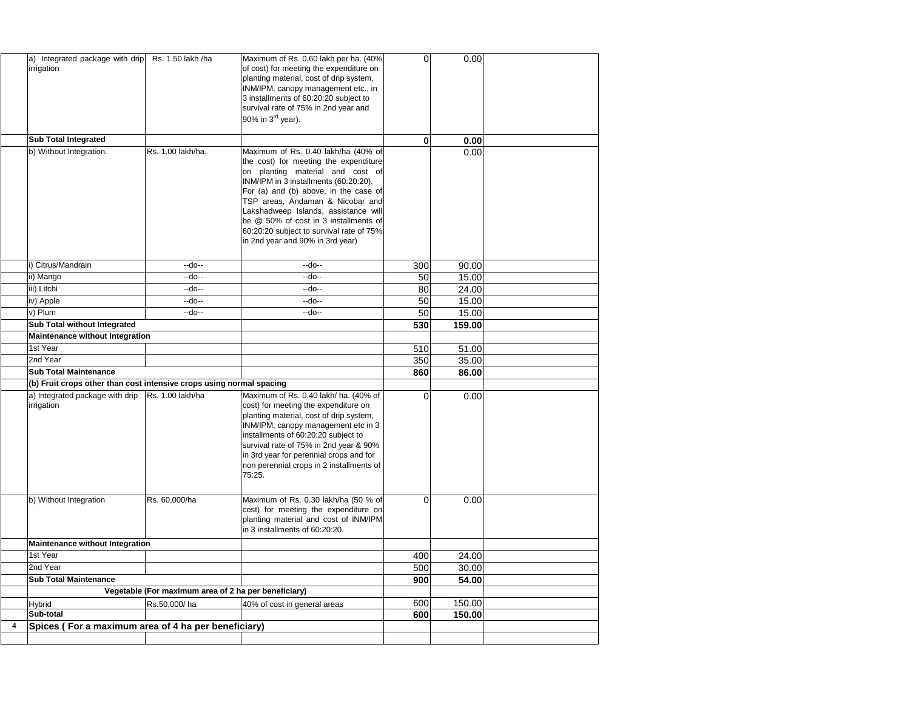| | | | | | | |
|---|---|---|---|---|---|---|
| | a) Integrated package with drip irrigation | Rs. 1.50 lakh /ha | Maximum of Rs. 0.60 lakh per ha. (40% of cost) for meeting the expenditure on planting material, cost of drip system, INM/IPM, canopy management etc., in 3 installments of 60:20:20 subject to survival rate of 75% in 2nd year and 90% in 3rd year). | 0 | 0.00 | |
| | **Sub Total Integrated** | | | **0** | **0.00** | |
| | b) Without Integration. | Rs. 1.00 lakh/ha. | Maximum of Rs. 0.40 lakh/ha (40% of the cost) for meeting the expenditure on planting material and cost of INM/IPM in 3 installments (60:20:20). For (a) and (b) above, in the case of TSP areas, Andaman & Nicobar and Lakshadweep Islands, assistance will be @ 50% of cost in 3 installments of 60:20:20 subject to survival rate of 75% in 2nd year and 90% in 3rd year) | | 0.00 | |
| | i) Citrus/Mandrain | --do-- | --do-- | 300 | 90.00 | |
| | ii) Mango | --do-- | --do-- | 50 | 15.00 | |
| | iii) Litchi | --do-- | --do-- | 80 | 24.00 | |
| | iv) Apple | --do-- | --do-- | 50 | 15.00 | |
| | v) Plum | --do-- | --do-- | 50 | 15.00 | |
| | **Sub Total without Integrated** | | | **530** | **159.00** | |
| | **Maintenance without Integration** | | | | | |
| | 1st Year | | | 510 | 51.00 | |
| | 2nd Year | | | 350 | 35.00 | |
| | **Sub Total Maintenance** | | | **860** | **86.00** | |
| | **(b) Fruit crops other than cost intensive crops using normal spacing** | | | | | |
| | a) Integrated package with drip irrigation | Rs. 1.00 lakh/ha | Maximum of Rs. 0.40 lakh/ ha. (40% of cost) for meeting the expenditure on planting material, cost of drip system, INM/IPM, canopy management etc in 3 installments of 60:20:20 subject to survival rate of 75% in 2nd year & 90% in 3rd year for perennial crops and for non perennial crops in 2 installments of 75:25. | 0 | 0.00 | |
| | b) Without Integration | Rs. 60,000/ha | Maximum of Rs. 0.30 lakh/ha (50 % of cost) for meeting the expenditure on planting material and cost of INM/IPM in 3 installments of 60:20:20. | 0 | 0.00 | |
| | **Maintenance without Integration** | | | | | |
| | 1st Year | | | 400 | 24.00 | |
| | 2nd Year | | | 500 | 30.00 | |
| | **Sub Total Maintenance** | | | **900** | **54.00** | |
| | **Vegetable (For maximum area of 2 ha per beneficiary)** | | | | | |
| | Hybrid | Rs.50,000/ ha | 40% of cost in general areas | 600 | 150.00 | |
| | **Sub-total** | | | **600** | **150.00** | |
| **4** | **Spices ( For a maximum area of 4 ha per beneficiary)** | | | | | |
| | | | | | | |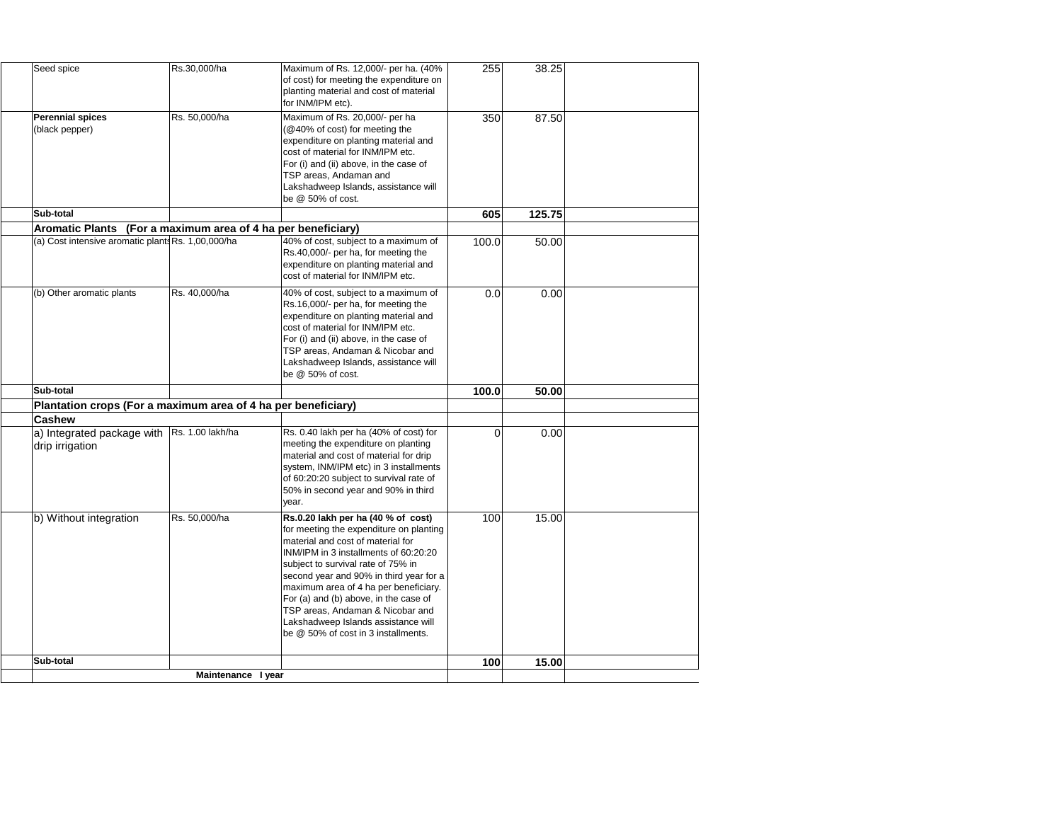| | | | | | | |
|---|---|---|---|---|---|---|
| | Seed spice | Rs.30,000/ha | Maximum of Rs. 12,000/- per ha. (40% of cost) for meeting the expenditure on planting material and cost of material for INM/IPM etc). | 255 | 38.25 | |
| | **Perennial spices** (black pepper) | Rs. 50,000/ha | Maximum of Rs. 20,000/- per ha (@40% of cost) for meeting the expenditure on planting material and cost of material for INM/IPM etc. For (i) and (ii) above, in the case of TSP areas, Andaman and Lakshadweep Islands, assistance will be @ 50% of cost. | 350 | 87.50 | |
| | **Sub-total** | | | **605** | **125.75** | |
| | **Aromatic Plants (For a maximum area of 4 ha per beneficiary)** | | | | | |
| | (a) Cost intensive aromatic plants | Rs. 1,00,000/ha | 40% of cost, subject to a maximum of Rs.40,000/- per ha, for meeting the expenditure on planting material and cost of material for INM/IPM etc. | 100.0 | 50.00 | |
| | (b) Other aromatic plants | Rs. 40,000/ha | 40% of cost, subject to a maximum of Rs.16,000/- per ha, for meeting the expenditure on planting material and cost of material for INM/IPM etc. For (i) and (ii) above, in the case of TSP areas, Andaman & Nicobar and Lakshadweep Islands, assistance will be @ 50% of cost. | 0.0 | 0.00 | |
| | **Sub-total** | | | **100.0** | **50.00** | |
| | **Plantation crops (For a maximum area of 4 ha per beneficiary)** | | | | | |
| | **Cashew** | | | | | |
| | a) Integrated package with drip irrigation | Rs. 1.00 lakh/ha | Rs. 0.40 lakh per ha (40% of cost) for meeting the expenditure on planting material and cost of material for drip system, INM/IPM etc) in 3 installments of 60:20:20 subject to survival rate of 50% in second year and 90% in third year. | 0 | 0.00 | |
| | b) Without integration | Rs. 50,000/ha | **Rs.0.20 lakh per ha (40 % of cost)** for meeting the expenditure on planting material and cost of material for INM/IPM in 3 installments of 60:20:20 subject to survival rate of 75% in second year and 90% in third year for a maximum area of 4 ha per beneficiary. For (a) and (b) above, in the case of TSP areas, Andaman & Nicobar and Lakshadweep Islands assistance will be @ 50% of cost in 3 installments. | 100 | 15.00 | |
| | **Sub-total** | | | **100** | **15.00** | |
| | **Maintenance I year** | | | | | |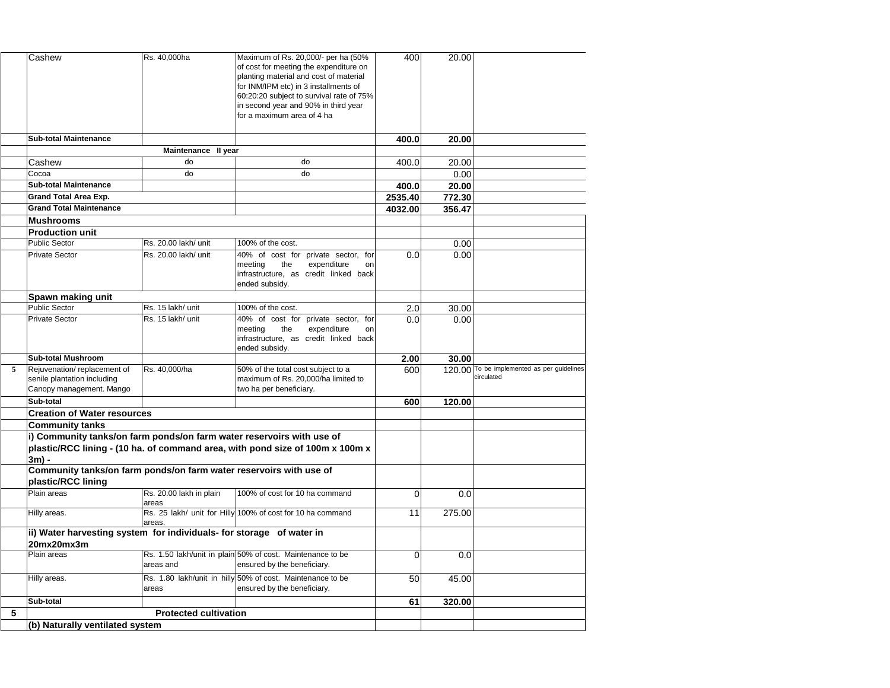|  |  |  |  |  |  |  |
|---|---|---|---|---|---|---|
|  | Cashew | Rs. 40,000ha | Maximum of Rs. 20,000/- per ha (50% of cost for meeting the expenditure on planting material and cost of material for INM/IPM etc) in 3 installments of 60:20:20 subject to survival rate of 75% in second year and 90% in third year for a maximum area of 4 ha | 400 | 20.00 |  |
|  | **Sub-total Maintenance** |  |  | **400.0** | **20.00** |  |
|  |  | **Maintenance II year** |  |  |  |  |
|  | Cashew | do | do | 400.0 | 20.00 |  |
|  | Cocoa | do | do |  | 0.00 |  |
|  | **Sub-total Maintenance** |  |  | **400.0** | **20.00** |  |
|  | **Grand Total Area Exp.** |  |  | **2535.40** | **772.30** |  |
|  | **Grand Total Maintenance** |  |  | **4032.00** | **356.47** |  |
|  | **Mushrooms** |  |  |  |  |  |
|  | **Production unit** |  |  |  |  |  |
|  | Public Sector | Rs. 20.00 lakh/ unit | 100% of the cost. |  | 0.00 |  |
|  | Private Sector | Rs. 20.00 lakh/ unit | 40% of cost for private sector, for meeting the expenditure on infrastructure, as credit linked back ended subsidy. | 0.0 | 0.00 |  |
|  | **Spawn making unit** |  |  |  |  |  |
|  | Public Sector | Rs. 15 lakh/ unit | 100% of the cost. | 2.0 | 30.00 |  |
|  | Private Sector | Rs. 15 lakh/ unit | 40% of cost for private sector, for meeting the expenditure on infrastructure, as credit linked back ended subsidy. | 0.0 | 0.00 |  |
|  | **Sub-total Mushroom** |  |  | **2.00** | **30.00** |  |
| 5 | Rejuvenation/ replacement of senile plantation including Canopy management. Mango | Rs. 40,000/ha | 50% of the total cost subject to a maximum of Rs. 20,000/ha limited to two ha per beneficiary. | 600 | 120.00 | To be implemented as per guidelines circulated |
|  | **Sub-total** |  |  | **600** | **120.00** |  |
|  | **Creation of Water resources** |  |  |  |  |  |
|  | **Community tanks** |  |  |  |  |  |
|  | **i) Community tanks/on farm ponds/on farm water reservoirs with use of plastic/RCC lining - (10 ha. of command area, with pond size of 100m x 100m x 3m) -** |  |  |  |  |  |
|  | **Community tanks/on farm ponds/on farm water reservoirs with use of plastic/RCC lining** |  |  |  |  |  |
|  | Plain areas | Rs. 20.00 lakh in plain areas | 100% of cost for 10 ha command | 0 | 0.0 |  |
|  | Hilly areas. | Rs. 25 lakh/ unit for Hilly areas. | 100% of cost for 10 ha command | 11 | 275.00 |  |
|  | **ii) Water harvesting system for individuals- for storage of water in 20mx20mx3m** |  |  |  |  |  |
|  | Plain areas | Rs. 1.50 lakh/unit in plain areas and | 50% of cost. Maintenance to be ensured by the beneficiary. | 0 | 0.0 |  |
|  | Hilly areas. | Rs. 1.80 lakh/unit in hilly areas | 50% of cost. Maintenance to be ensured by the beneficiary. | 50 | 45.00 |  |
|  | **Sub-total** |  |  | **61** | **320.00** |  |
| **5** |  | **Protected cultivation** |  |  |  |  |
|  | **(b) Naturally ventilated system** |  |  |  |  |  |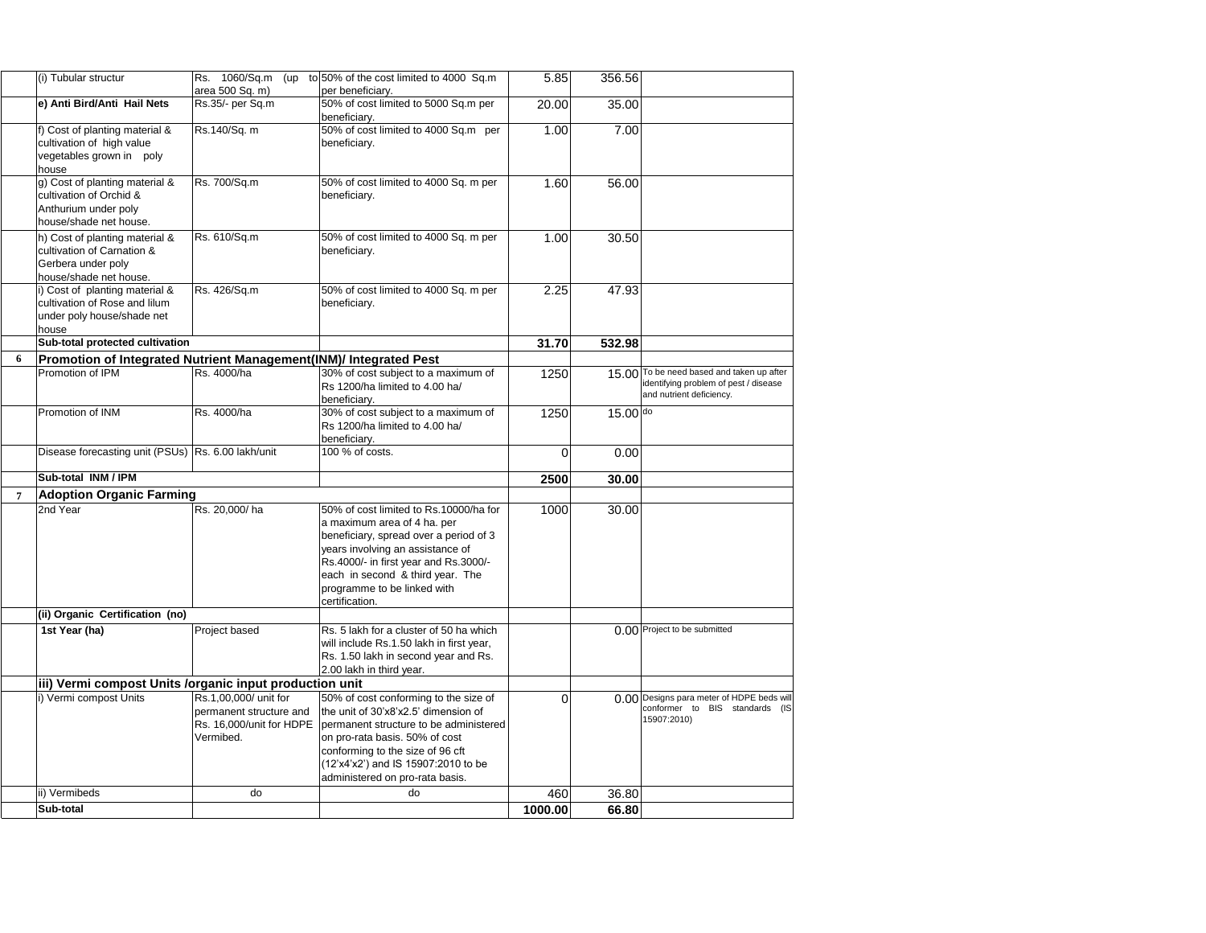| | | | | | | |
|---|---|---|---|---|---|---|
| | (i) Tubular structur | Rs. 1060/Sq.m (up to area 500 Sq. m) | 50% of the cost limited to 4000 Sq.m per beneficiary. | 5.85 | 356.56 | |
| | **e) Anti Bird/Anti Hail Nets** | Rs.35/- per Sq.m | 50% of cost limited to 5000 Sq.m per beneficiary. | 20.00 | 35.00 | |
| | f) Cost of planting material & cultivation of high value vegetables grown in poly house | Rs.140/Sq. m | 50% of cost limited to 4000 Sq.m per beneficiary. | 1.00 | 7.00 | |
| | g) Cost of planting material & cultivation of Orchid & Anthurium under poly house/shade net house. | Rs. 700/Sq.m | 50% of cost limited to 4000 Sq. m per beneficiary. | 1.60 | 56.00 | |
| | h) Cost of planting material & cultivation of Carnation & Gerbera under poly house/shade net house. | Rs. 610/Sq.m | 50% of cost limited to 4000 Sq. m per beneficiary. | 1.00 | 30.50 | |
| | i) Cost of planting material & cultivation of Rose and lilum under poly house/shade net house | Rs. 426/Sq.m | 50% of cost limited to 4000 Sq. m per beneficiary. | 2.25 | 47.93 | |
| | **Sub-total protected cultivation** | | | **31.70** | **532.98** | |
| **6** | **Promotion of Integrated Nutrient Management(INM)/ Integrated Pest** | | | | | |
| | Promotion of IPM | Rs. 4000/ha | 30% of cost subject to a maximum of Rs 1200/ha limited to 4.00 ha/ beneficiary. | 1250 | 15.00 | To be need based and taken up after identifying problem of pest / disease and nutrient deficiency. |
| | Promotion of INM | Rs. 4000/ha | 30% of cost subject to a maximum of Rs 1200/ha limited to 4.00 ha/ beneficiary. | 1250 | 15.00 | do |
| | Disease forecasting unit (PSUs) | Rs. 6.00 lakh/unit | 100 % of costs. | 0 | 0.00 | |
| | **Sub-total INM / IPM** | | | **2500** | **30.00** | |
| **7** | **Adoption Organic Farming** | | | | | |
| | 2nd Year | Rs. 20,000/ ha | 50% of cost limited to Rs.10000/ha for a maximum area of 4 ha. per beneficiary, spread over a period of 3 years involving an assistance of Rs.4000/- in first year and Rs.3000/- each in second & third year. The programme to be linked with certification. | 1000 | 30.00 | |
| | **(ii) Organic Certification (no)** | | | | | |
| | **1st Year (ha)** | Project based | Rs. 5 lakh for a cluster of 50 ha which will include Rs.1.50 lakh in first year, Rs. 1.50 lakh in second year and Rs. 2.00 lakh in third year. | | 0.00 | Project to be submitted |
| | **iii) Vermi compost Units /organic input production unit** | | | | | |
| | i) Vermi compost Units | Rs.1,00,000/ unit for permanent structure and Rs. 16,000/unit for HDPE Vermibed. | 50% of cost conforming to the size of the unit of 30'x8'x2.5' dimension of permanent structure to be administered on pro-rata basis. 50% of cost conforming to the size of 96 cft (12'x4'x2') and IS 15907:2010 to be administered on pro-rata basis. | 0 | 0.00 | Designs para meter of HDPE beds will conformer to BIS standards (IS 15907:2010) |
| | ii) Vermibeds | do | do | 460 | 36.80 | |
| | **Sub-total** | | | **1000.00** | **66.80** | |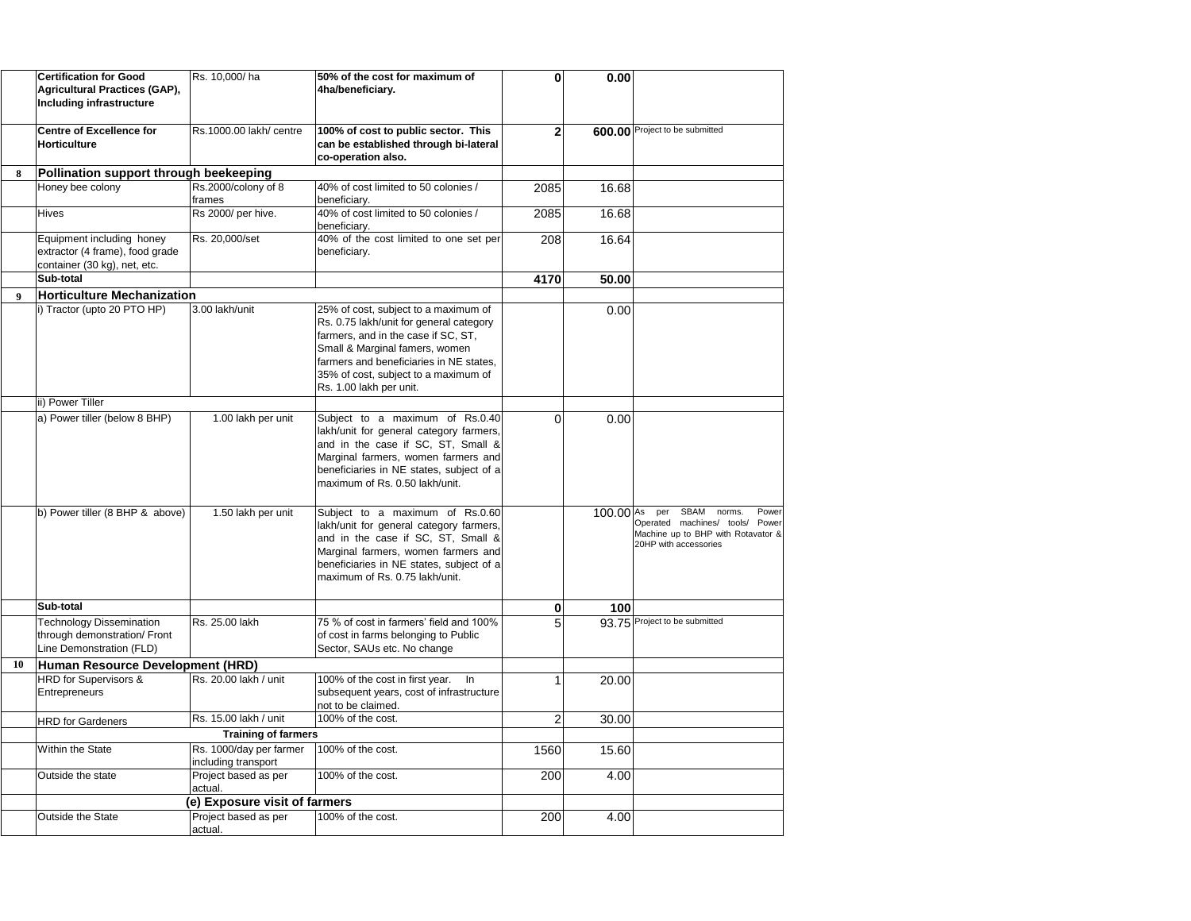|  |  |  |  |  |  |  |
|---|---|---|---|---|---|---|
|  | **Certification for Good Agricultural Practices (GAP), Including infrastructure** | Rs. 10,000/ ha | **50% of the cost for maximum of 4ha/beneficiary.** | **0** | **0.00** |  |
|  | **Centre of Excellence for Horticulture** | Rs.1000.00 lakh/ centre | **100% of cost to public sector. This can be established through bi-lateral co-operation also.** | **2** | **600.00** | Project to be submitted |
| **8** | **Pollination support through beekeeping** |  |  |  |  |  |
|  | Honey bee colony | Rs.2000/colony of 8 frames | 40% of cost limited to 50 colonies / beneficiary. | 2085 | 16.68 |  |
|  | Hives | Rs 2000/ per hive. | 40% of cost limited to 50 colonies / beneficiary. | 2085 | 16.68 |  |
|  | Equipment including honey extractor (4 frame), food grade container (30 kg), net, etc. | Rs. 20,000/set | 40% of the cost limited to one set per beneficiary. | 208 | 16.64 |  |
|  | **Sub-total** |  |  | **4170** | **50.00** |  |
| **9** | **Horticulture Mechanization** |  |  |  |  |  |
|  | i) Tractor (upto 20 PTO HP) | 3.00 lakh/unit | 25% of cost, subject to a maximum of Rs. 0.75 lakh/unit for general category farmers, and in the case if SC, ST, Small & Marginal famers, women farmers and beneficiaries in NE states, 35% of cost, subject to a maximum of Rs. 1.00 lakh per unit. |  | 0.00 |  |
|  | ii) Power Tiller |  |  |  |  |  |
|  | a) Power tiller (below 8 BHP) | 1.00 lakh per unit | Subject to a maximum of Rs.0.40 lakh/unit for general category farmers, and in the case if SC, ST, Small & Marginal farmers, women farmers and beneficiaries in NE states, subject of a maximum of Rs. 0.50 lakh/unit. | 0 | 0.00 |  |
|  | b) Power tiller (8 BHP & above) | 1.50 lakh per unit | Subject to a maximum of Rs.0.60 lakh/unit for general category farmers, and in the case if SC, ST, Small & Marginal farmers, women farmers and beneficiaries in NE states, subject of a maximum of Rs. 0.75 lakh/unit. |  | 100.00 | As per SBAM norms. Power Operated machines/ tools/ Power Machine up to BHP with Rotavator & 20HP with accessories |
|  | **Sub-total** |  |  | **0** | **100** |  |
|  | Technology Dissemination through demonstration/ Front Line Demonstration (FLD) | Rs. 25.00 lakh | 75 % of cost in farmers' field and 100% of cost in farms belonging to Public Sector, SAUs etc. No change | 5 | 93.75 | Project to be submitted |
| **10** | **Human Resource Development (HRD)** |  |  |  |  |  |
|  | HRD for Supervisors & Entrepreneurs | Rs. 20.00 lakh / unit | 100% of the cost in first year. In subsequent years, cost of infrastructure not to be claimed. | 1 | 20.00 |  |
|  | HRD for Gardeners | Rs. 15.00 lakh / unit | 100% of the cost. | 2 | 30.00 |  |
|  |  | **Training of farmers** |  |  |  |  |
|  | Within the State | Rs. 1000/day per farmer including transport | 100% of the cost. | 1560 | 15.60 |  |
|  | Outside the state | Project based as per actual. | 100% of the cost. | 200 | 4.00 |  |
|  |  | **(e) Exposure visit of farmers** |  |  |  |  |
|  | Outside the State | Project based as per actual. | 100% of the cost. | 200 | 4.00 |  |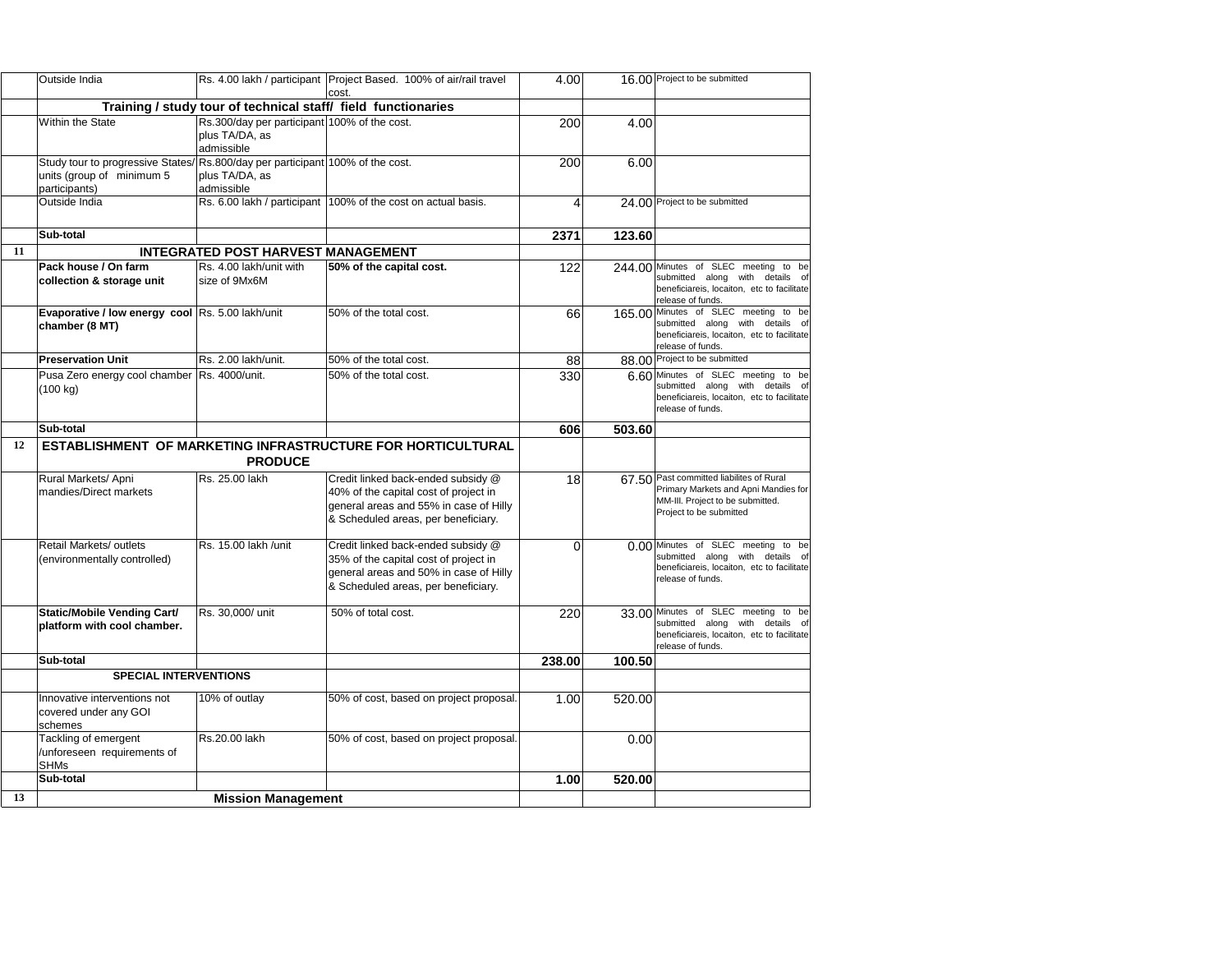| | | | | | | |
|---|---|---|---|---|---|---|
| | Outside India | Rs. 4.00 lakh / participant | Project Based. 100% of air/rail travel cost. | 4.00 | 16.00 | Project to be submitted |
| | **Training / study tour of technical staff/ field functionaries** | | | | | |
| | Within the State | Rs.300/day per participant plus TA/DA, as admissible | 100% of the cost. | 200 | 4.00 | |
| | Study tour to progressive States/ units (group of minimum 5 participants) | Rs.800/day per participant plus TA/DA, as admissible | 100% of the cost. | 200 | 6.00 | |
| | Outside India | Rs. 6.00 lakh / participant | 100% of the cost on actual basis. | 4 | 24.00 | Project to be submitted |
| | **Sub-total** | | | **2371** | **123.60** | |
| **11** | **INTEGRATED POST HARVEST MANAGEMENT** | | | | | |
| | **Pack house / On farm collection & storage unit** | Rs. 4.00 lakh/unit with size of 9Mx6M | **50% of the capital cost.** | 122 | 244.00 | Minutes of SLEC meeting to be submitted along with details of beneficiareis, locaiton, etc to facilitate release of funds. |
| | **Evaporative / low energy cool chamber (8 MT)** | Rs. 5.00 lakh/unit | 50% of the total cost. | 66 | 165.00 | Minutes of SLEC meeting to be submitted along with details of beneficiareis, locaiton, etc to facilitate release of funds. |
| | **Preservation Unit** | Rs. 2.00 lakh/unit. | 50% of the total cost. | 88 | 88.00 | Project to be submitted |
| | Pusa Zero energy cool chamber (100 kg) | Rs. 4000/unit. | 50% of the total cost. | 330 | 6.60 | Minutes of SLEC meeting to be submitted along with details of beneficiareis, locaiton, etc to facilitate release of funds. |
| | **Sub-total** | | | **606** | **503.60** | |
| **12** | **ESTABLISHMENT OF MARKETING INFRASTRUCTURE FOR HORTICULTURAL PRODUCE** | | | | | |
| | Rural Markets/ Apni mandies/Direct markets | Rs. 25.00 lakh | Credit linked back-ended subsidy @ 40% of the capital cost of project in general areas and 55% in case of Hilly & Scheduled areas, per beneficiary. | 18 | 67.50 | Past committed liabilites of Rural Primary Markets and Apni Mandies for MM-III. Project to be submitted. Project to be submitted |
| | Retail Markets/ outlets (environmentally controlled) | Rs. 15.00 lakh /unit | Credit linked back-ended subsidy @ 35% of the capital cost of project in general areas and 50% in case of Hilly & Scheduled areas, per beneficiary. | 0 | 0.00 | Minutes of SLEC meeting to be submitted along with details of beneficiareis, locaiton, etc to facilitate release of funds. |
| | **Static/Mobile Vending Cart/ platform with cool chamber.** | Rs. 30,000/ unit | 50% of total cost. | 220 | 33.00 | Minutes of SLEC meeting to be submitted along with details of beneficiareis, locaiton, etc to facilitate release of funds. |
| | **Sub-total** | | | **238.00** | **100.50** | |
| | **SPECIAL INTERVENTIONS** | | | | | |
| | Innovative interventions not covered under any GOI schemes | 10% of outlay | 50% of cost, based on project proposal. | 1.00 | 520.00 | |
| | Tackling of emergent /unforeseen requirements of SHMs | Rs.20.00 lakh | 50% of cost, based on project proposal. | | 0.00 | |
| | **Sub-total** | | | **1.00** | **520.00** | |
| **13** | **Mission Management** | | | | | |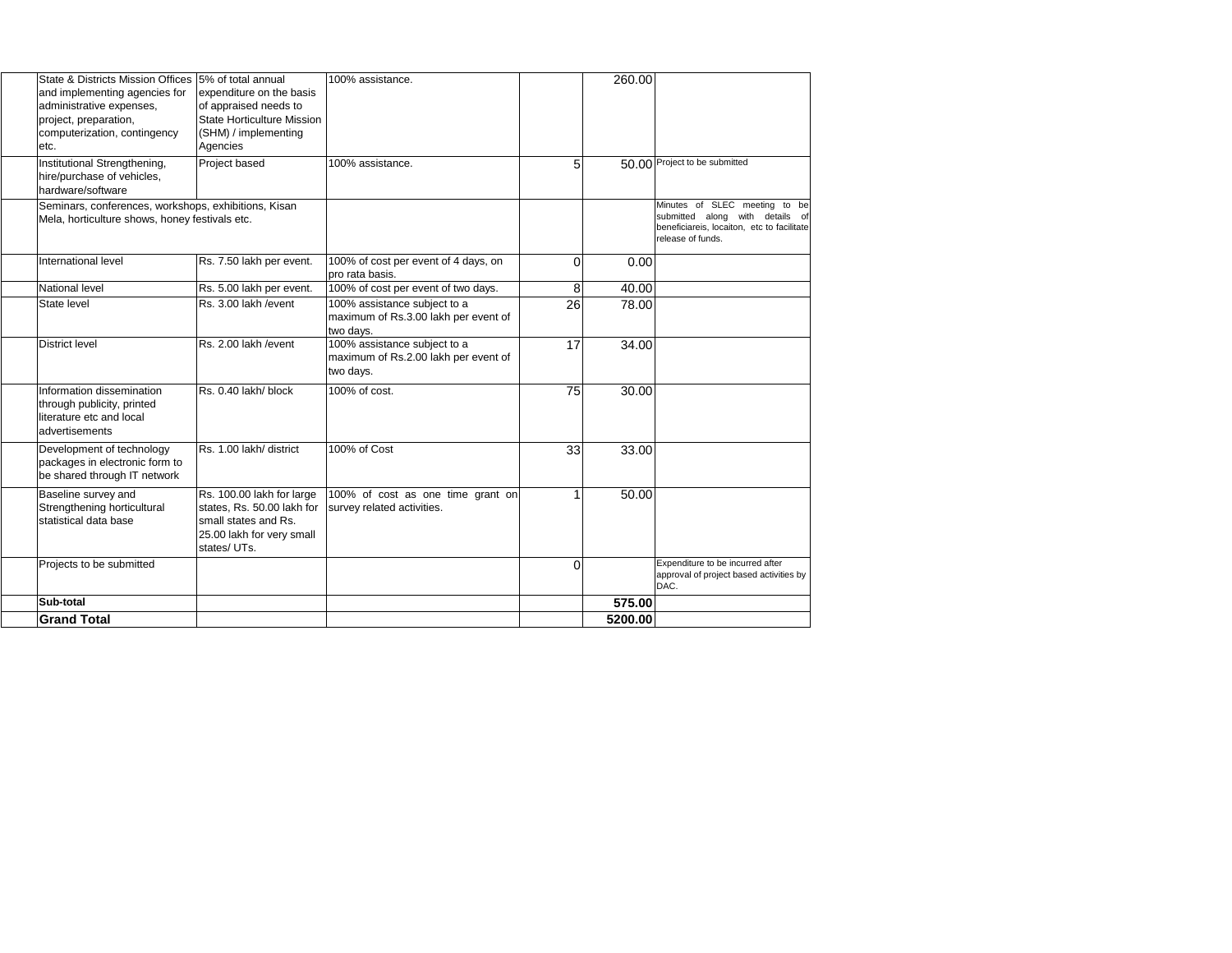| | | | | | | |
|---|---|---|---|---|---|---|
| | State & Districts Mission Offices and implementing agencies for administrative expenses, project, preparation, computerization, contingency etc. | 5% of total annual expenditure on the basis of appraised needs to State Horticulture Mission (SHM) / implementing Agencies | 100% assistance. | | 260.00 | |
| | Institutional Strengthening, hire/purchase of vehicles, hardware/software | Project based | 100% assistance. | 5 | 50.00 | Project to be submitted |
| | Seminars, conferences, workshops, exhibitions, Kisan Mela, horticulture shows, honey festivals etc. | | | | | Minutes of SLEC meeting to be submitted along with details of beneficiareis, locaiton, etc to facilitate release of funds. |
| | International level | Rs. 7.50 lakh per event. | 100% of cost per event of 4 days, on pro rata basis. | 0 | 0.00 | |
| | National level | Rs. 5.00 lakh per event. | 100% of cost per event of two days. | 8 | 40.00 | |
| | State level | Rs. 3.00 lakh /event | 100% assistance subject to a maximum of Rs.3.00 lakh per event of two days. | 26 | 78.00 | |
| | District level | Rs. 2.00 lakh /event | 100% assistance subject to a maximum of Rs.2.00 lakh per event of two days. | 17 | 34.00 | |
| | Information dissemination through publicity, printed literature etc and local advertisements | Rs. 0.40 lakh/ block | 100% of cost. | 75 | 30.00 | |
| | Development of technology packages in electronic form to be shared through IT network | Rs. 1.00 lakh/ district | 100% of Cost | 33 | 33.00 | |
| | Baseline survey and Strengthening horticultural statistical data base | Rs. 100.00 lakh for large states, Rs. 50.00 lakh for small states and Rs. 25.00 lakh for very small states/ UTs. | 100% of cost as one time grant on survey related activities. | 1 | 50.00 | |
| | Projects to be submitted | | | 0 | | Expenditure to be incurred after approval of project based activities by DAC. |
| | **Sub-total** | | | | **575.00** | |
| | **Grand Total** | | | | **5200.00** | |